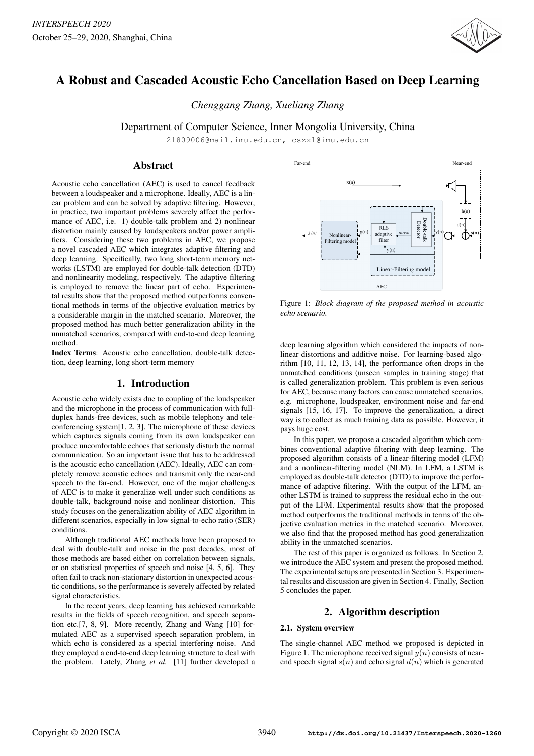# A Robust and Cascaded Acoustic Echo Cancellation Based on Deep Learning

*Chenggang Zhang, Xueliang Zhang*

Department of Computer Science, Inner Mongolia University, China

21809006@mail.imu.edu.cn, cszxl@imu.edu.cn

## Abstract

Acoustic echo cancellation (AEC) is used to cancel feedback between a loudspeaker and a microphone. Ideally, AEC is a linear problem and can be solved by adaptive filtering. However, in practice, two important problems severely affect the performance of AEC, i.e. 1) double-talk problem and 2) nonlinear distortion mainly caused by loudspeakers and/or power amplifiers. Considering these two problems in AEC, we propose a novel cascaded AEC which integrates adaptive filtering and deep learning. Specifically, two long short-term memory networks (LSTM) are employed for double-talk detection (DTD) and nonlinearity modeling, respectively. The adaptive filtering is employed to remove the linear part of echo. Experimental results show that the proposed method outperforms conventional methods in terms of the objective evaluation metrics by a considerable margin in the matched scenario. Moreover, the proposed method has much better generalization ability in the unmatched scenarios, compared with end-to-end deep learning method.

**Index Terms**: Acoustic echo cancellation, double-talk detection, deep learning, long short-term memory

## 1. Introduction

Acoustic echo widely exists due to coupling of the loudspeaker and the microphone in the process of communication with full-duplex hands-free devices, such as mobile telephony and teleconferencing system[1, 2, 3]. The microphone of these devices which captures signals coming from its own loudspeaker can produce uncomfortable echoes that seriously disturb the normal communication. So an important issue that has to be addressed is the acoustic echo cancellation (AEC). Ideally, AEC can completely remove acoustic echoes and transmit only the near-end speech to the far-end. However, one of the major challenges of AEC is to make it generalize well under such conditions as double-talk, background noise and nonlinear distortion. This study focuses on the generalization ability of AEC algorithm in different scenarios, especially in low signal-to-echo ratio (SER) conditions.

Although traditional AEC methods have been proposed to deal with double-talk and noise in the past decades, most of those methods are based either on correlation between signals, or on statistical properties of speech and noise [4, 5, 6]. They often fail to track non-stationary distortion in unexpected acoustic conditions, so the performance is severely affected by related signal characteristics.

In the recent years, deep learning has achieved remarkable results in the fields of speech recognition, and speech separation etc.[7, 8, 9]. More recently, Zhang and Wang [10] formulated AEC as a supervised speech separation problem, in which echo is considered as a special interfering noise. And they employed a end-to-end deep learning structure to deal with the problem. Lately, Zhang *et al.* [11] further developed a deep learning algorithm which considered the impacts of nonlinear distortions and additive noise. For learning-based algorithm [10, 11, 12, 13, 14], the performance often drops in the unmatched conditions (unseen samples in training stage) that is called generalization problem. This problem is even serious for AEC, because many factors can cause unmatched scenarios, e.g. microphone, loudspeaker, environment noise and far-end signals [15, 16, 17]. To improve the generalization, a direct way is to collect as much training data as possible. However, it pays huge cost.

In this paper, we propose a cascaded algorithm which combines conventional adaptive filtering with deep learning. The proposed algorithm consists of a linear-filtering model (LFM) and a nonlinear-filtering model (NLM). In LFM, a LSTM is employed as double-talk detector (DTD) to improve the performance of adaptive filtering. With the output of the LFM, another LSTM is trained to suppress the residual echo in the output of the LFM. Experimental results show that the proposed method outperforms the traditional methods in terms of the objective evaluation metrics in the matched scenario. Moreover, we also find that the proposed method has good generalization ability in the unmatched scenarios.

The rest of this paper is organized as follows. In Section 2, we introduce the AEC system and present the proposed method. The experimental setups are presented in Section 3. Experimental results and discussion are given in Section 4. Finally, Section 5 concludes the paper.

Figure 1: *Block diagram of the proposed method in acoustic echo scenario.*

## 2. Algorithm description

### 2.1. System overview

The single-channel AEC method we proposed is depicted in Figure 1. The microphone received signal $y(n)$ consists of near-end speech signal $s(n)$ and echo signal $d(n)$ which is generated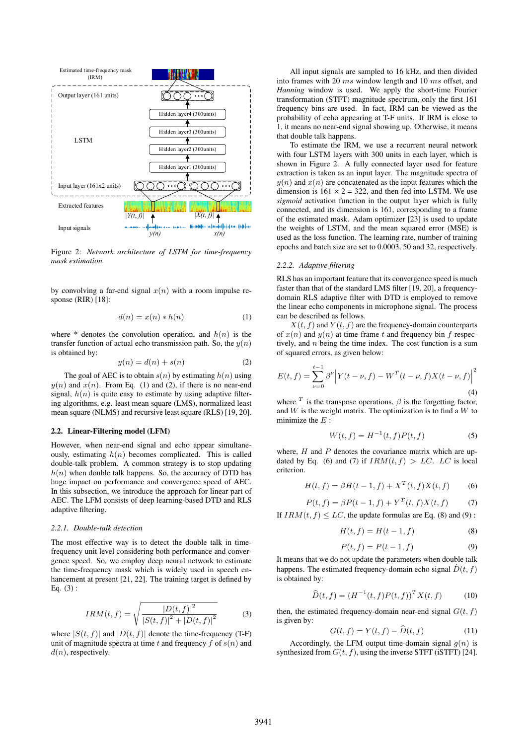Figure 2: *Network architecture of LSTM for time-frequency mask estimation.*

by convolving a far-end signal $x(n)$ with a room impulse response (RIR) [18]:

$$d(n) = x(n) * h(n) \tag{1}$$

where $*$ denotes the convolution operation, and $h(n)$ is the transfer function of actual echo transmission path. So, the $y(n)$ is obtained by:

$$y(n) = d(n) + s(n) \tag{2}$$

The goal of AEC is to obtain $s(n)$ by estimating $h(n)$ using $y(n)$ and $x(n)$. From Eq. (1) and (2), if there is no near-end signal, $h(n)$ is quite easy to estimate by using adaptive filtering algorithms, e.g. least mean square (LMS), normalized least mean square (NLMS) and recursive least square (RLS) [19, 20].

### 2.2. Linear-Filtering model (LFM)

However, when near-end signal and echo appear simultaneously, estimating $h(n)$ becomes complicated. This is called double-talk problem. A common strategy is to stop updating $h(n)$ when double talk happens. So, the accuracy of DTD has huge impact on performance and convergence speed of AEC. In this subsection, we introduce the approach for linear part of AEC. The LFM consists of deep learning-based DTD and RLS adaptive filtering.

#### 2.2.1. Double-talk detection

The most effective way is to detect the double talk in time-frequency unit level considering both performance and convergence speed. So, we employ deep neural network to estimate the time-frequency mask which is widely used in speech enhancement at present [21, 22]. The training target is defined by Eq. (3) :

$$IRM(t, f) = \sqrt{\frac{|D(t, f)|^2}{|S(t, f)|^2 + |D(t, f)|^2}} \tag{3}$$

where $|S(t, f)|$ and $|D(t, f)|$ denote the time-frequency (T-F) unit of magnitude spectra at time $t$ and frequency $f$ of $s(n)$ and $d(n)$, respectively.

All input signals are sampled to 16 kHz, and then divided into frames with 20 $ms$ window length and 10 $ms$ offset, and *Hanning* window is used. We apply the short-time Fourier transformation (STFT) magnitude spectrum, only the first 161 frequency bins are used. In fact, IRM can be viewed as the probability of echo appearing at T-F units. If IRM is close to 1, it means no near-end signal showing up. Otherwise, it means that double talk happens.

To estimate the IRM, we use a recurrent neural network with four LSTM layers with 300 units in each layer, which is shown in Figure 2. A fully connected layer used for feature extraction is taken as an input layer. The magnitude spectra of $y(n)$ and $x(n)$ are concatenated as the input features which the dimension is 161 × 2 = 322, and then fed into LSTM. We use *sigmoid* activation function in the output layer which is fully connected, and its dimension is 161, corresponding to a frame of the estimated mask. Adam optimizer [23] is used to update the weights of LSTM, and the mean squared error (MSE) is used as the loss function. The learning rate, number of training epochs and batch size are set to 0.0003, 50 and 32, respectively.

#### 2.2.2. Adaptive filtering

RLS has an important feature that its convergence speed is much faster than that of the standard LMS filter [19, 20], a frequency-domain RLS adaptive filter with DTD is employed to remove the linear echo components in microphone signal. The process can be described as follows.

$X(t, f)$ and $Y(t, f)$ are the frequency-domain counterparts of $x(n)$ and $y(n)$ at time-frame $t$ and frequency bin $f$ respectively, and $n$ being the time index. The cost function is a sum of squared errors, as given below:

$$E(t, f) = \sum_{\nu=0}^{t-1} \beta^{\nu} \left| Y(t-\nu, f) - W^T(t-\nu, f) X(t-\nu, f) \right|^2 \tag{4}$$

where $^T$ is the transpose operations, $\beta$ is the forgetting factor, and $W$ is the weight matrix. The optimization is to find a $W$ to minimize the $E$ :

$$W(t, f) = H^{-1}(t, f) P(t, f) \tag{5}$$

where, $H$ and $P$ denotes the covariance matrix which are updated by Eq. (6) and (7) if $IRM(t, f) > LC$. $LC$ is local criterion.

$$H(t, f) = \beta H(t-1, f) + X^T(t, f) X(t, f) \tag{6}$$

$$P(t, f) = \beta P(t-1, f) + Y^T(t, f) X(t, f) \tag{7}$$

If $IRM(t, f) \leq LC$, the update formulas are Eq. (8) and (9) :

$$H(t, f) = H(t-1, f) \tag{8}$$

$$P(t, f) = P(t-1, f) \tag{9}$$

It means that we do not update the parameters when double talk happens. The estimated frequency-domain echo signal $\widehat{D}(t, f)$ is obtained by:

$$\widehat{D}(t, f) = (H^{-1}(t, f) P(t, f))^T X(t, f) \tag{10}$$

then, the estimated frequency-domain near-end signal $G(t, f)$ is given by:

$$G(t, f) = Y(t, f) - \widehat{D}(t, f) \tag{11}$$

Accordingly, the LFM output time-domain signal $g(n)$ is synthesized from $G(t, f)$, using the inverse STFT (iSTFT) [24].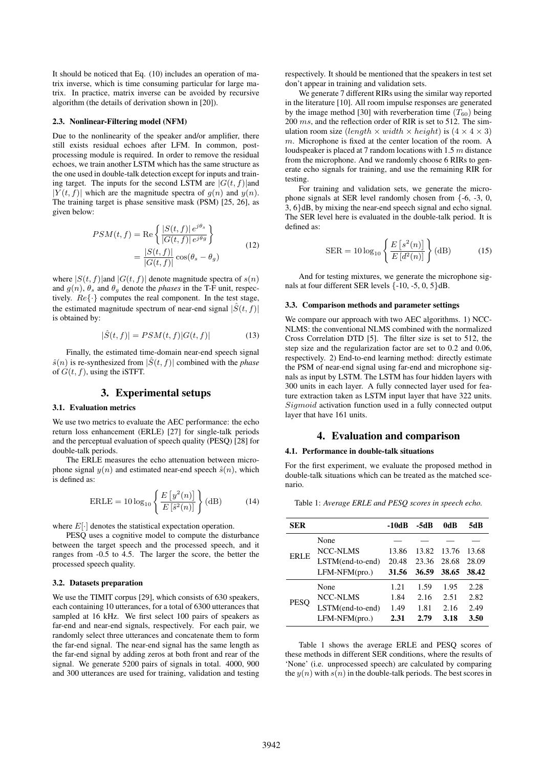It should be noticed that Eq. (10) includes an operation of matrix inverse, which is time consuming particular for large matrix. In practice, matrix inverse can be avoided by recursive algorithm (the details of derivation shown in [20]).

### 2.3. Nonlinear-Filtering model (NFM)

Due to the nonlinearity of the speaker and/or amplifier, there still exists residual echoes after LFM. In common, post-processing module is required. In order to remove the residual echoes, we train another LSTM which has the same structure as the one used in double-talk detection except for inputs and training target. The inputs for the second LSTM are $|G(t,f)|$and $|Y(t,f)|$ which are the magnitude spectra of $g(n)$ and $y(n)$. The training target is phase sensitive mask (PSM) [25, 26], as given below:

$$
\begin{aligned}
PSM(t,f) &= \mathrm{Re}\left\{ \frac{|S(t,f)|\, e^{j\theta_s}}{|G(t,f)|\, e^{j\theta_g}} \right\} \\
&= \frac{|S(t,f)|}{|G(t,f)|} \cos(\theta_s - \theta_g)
\end{aligned}
\tag{12}
$$

where $|S(t,f)|$and $|G(t,f)|$ denote magnitude spectra of $s(n)$ and $g(n)$, $\theta_s$ and $\theta_g$ denote the *phases* in the T-F unit, respectively. $Re\{\cdot\}$ computes the real component. In the test stage, the estimated magnitude spectrum of near-end signal $|\hat{S}(t,f)|$ is obtained by:

$$
|\hat{S}(t,f)| = PSM(t,f)|G(t,f)| \tag{13}
$$

Finally, the estimated time-domain near-end speech signal $\hat{s}(n)$ is re-synthesized from $|\hat{S}(t,f)|$ combined with the *phase* of $G(t,f)$, using the iSTFT.

## 3. Experimental setups

### 3.1. Evaluation metrics

We use two metrics to evaluate the AEC performance: the echo return loss enhancement (ERLE) [27] for single-talk periods and the perceptual evaluation of speech quality (PESQ) [28] for double-talk periods.

The ERLE measures the echo attenuation between microphone signal $y(n)$ and estimated near-end speech $\hat{s}(n)$, which is defined as:

$$
\mathrm{ERLE} = 10\log_{10}\left\{ \frac{E\left[y^2(n)\right]}{E\left[\hat{s}^2(n)\right]} \right\} (\mathrm{dB}) \tag{14}
$$

where $E[\cdot]$ denotes the statistical expectation operation.

PESQ uses a cognitive model to compute the disturbance between the target speech and the processed speech, and it ranges from -0.5 to 4.5. The larger the score, the better the processed speech quality.

### 3.2. Datasets preparation

We use the TIMIT corpus [29], which consists of 630 speakers, each containing 10 utterances, for a total of 6300 utterances that sampled at 16 kHz. We first select 100 pairs of speakers as far-end and near-end signals, respectively. For each pair, we randomly select three utterances and concatenate them to form the far-end signal. The near-end signal has the same length as the far-end signal by adding zeros at both front and rear of the signal. We generate 5200 pairs of signals in total. 4000, 900 and 300 utterances are used for training, validation and testing respectively. It should be mentioned that the speakers in test set don't appear in training and validation sets.

We generate 7 different RIRs using the similar way reported in the literature [10]. All room impulse responses are generated by the image method [30] with reverberation time ($T_{60}$) being 200 $ms$, and the reflection order of RIR is set to 512. The simulation room size ($length \times width \times height$) is $(4 \times 4 \times 3)$ $m$. Microphone is fixed at the center location of the room. A loudspeaker is placed at 7 random locations with 1.5 $m$ distance from the microphone. And we randomly choose 6 RIRs to generate echo signals for training, and use the remaining RIR for testing.

For training and validation sets, we generate the microphone signals at SER level randomly chosen from {-6, -3, 0, 3, 6}dB, by mixing the near-end speech signal and echo signal. The SER level here is evaluated in the double-talk period. It is defined as:

$$
\mathrm{SER} = 10\log_{10}\left\{ \frac{E\left[s^2(n)\right]}{E\left[d^2(n)\right]} \right\} (\mathrm{dB}) \tag{15}
$$

And for testing mixtures, we generate the microphone signals at four different SER levels {-10, -5, 0, 5}dB.

### 3.3. Comparison methods and parameter settings

We compare our approach with two AEC algorithms. 1) NCC-NLMS: the conventional NLMS combined with the normalized Cross Correlation DTD [5]. The filter size is set to 512, the step size and the regularization factor are set to 0.2 and 0.06, respectively. 2) End-to-end learning method: directly estimate the PSM of near-end signal using far-end and microphone signals as input by LSTM. The LSTM has four hidden layers with 300 units in each layer. A fully connected layer used for feature extraction taken as LSTM input layer that have 322 units. *Sigmoid* activation function used in a fully connected output layer that have 161 units.

## 4. Evaluation and comparison

### 4.1. Performance in double-talk situations

For the first experiment, we evaluate the proposed method in double-talk situations which can be treated as the matched scenario.

Table 1: *Average ERLE and PESQ scores in speech echo.*

| SER | | -10dB | -5dB | 0dB | 5dB |
|---|---|---|---|---|---|
| ERLE | None | — | — | — | — |
| | NCC-NLMS | 13.86 | 13.82 | 13.76 | 13.68 |
| | LSTM(end-to-end) | 20.48 | 23.36 | 28.68 | 28.09 |
| | LFM-NFM(pro.) | **31.56** | **36.59** | **38.65** | **38.42** |
| PESQ | None | 1.21 | 1.59 | 1.95 | 2.28 |
| | NCC-NLMS | 1.84 | 2.16 | 2.51 | 2.82 |
| | LSTM(end-to-end) | 1.49 | 1.81 | 2.16 | 2.49 |
| | LFM-NFM(pro.) | **2.31** | **2.79** | **3.18** | **3.50** |

Table 1 shows the average ERLE and PESQ scores of these methods in different SER conditions, where the results of 'None' (i.e. unprocessed speech) are calculated by comparing the $y(n)$ with $s(n)$ in the double-talk periods. The best scores in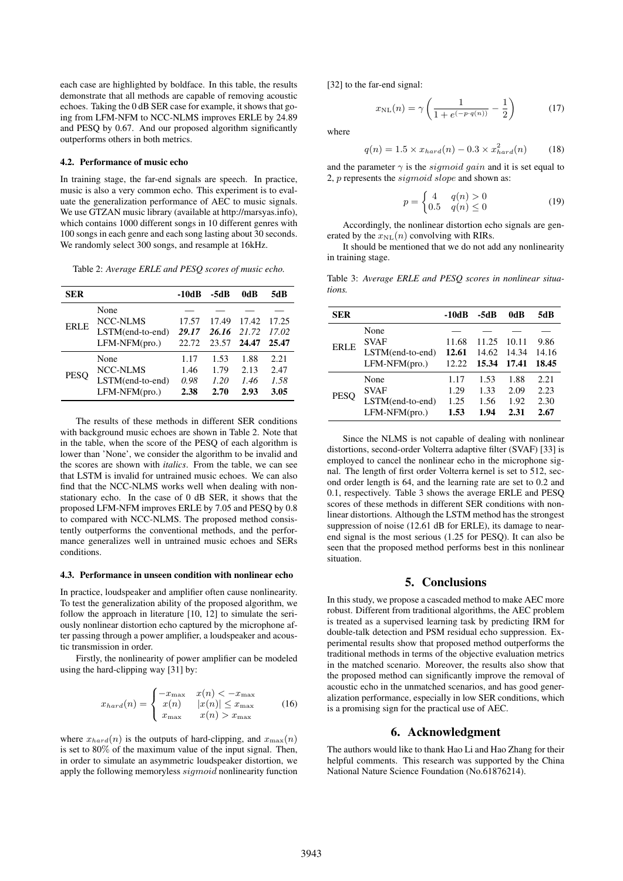each case are highlighted by boldface. In this table, the results demonstrate that all methods are capable of removing acoustic echoes. Taking the 0 dB SER case for example, it shows that going from LFM-NFM to NCC-NLMS improves ERLE by 24.89 and PESQ by 0.67. And our proposed algorithm significantly outperforms others in both metrics.

### 4.2. Performance of music echo

In training stage, the far-end signals are speech. In practice, music is also a very common echo. This experiment is to evaluate the generalization performance of AEC to music signals. We use GTZAN music library (available at http://marsyas.info), which contains 1000 different songs in 10 different genres with 100 songs in each genre and each song lasting about 30 seconds. We randomly select 300 songs, and resample at 16kHz.

Table 2: *Average ERLE and PESQ scores of music echo.*

| **SER** | | **-10dB** | **-5dB** | **0dB** | **5dB** |
|---|---|---|---|---|---|
| ERLE | None | — | — | — | — |
| | NCC-NLMS | 17.57 | 17.49 | 17.42 | 17.25 |
| | LSTM(end-to-end) | ***29.17*** | ***26.16*** | *21.72* | *17.02* |
| | LFM-NFM(pro.) | 22.72 | 23.57 | **24.47** | **25.47** |
| PESQ | None | 1.17 | 1.53 | 1.88 | 2.21 |
| | NCC-NLMS | 1.46 | 1.79 | 2.13 | 2.47 |
| | LSTM(end-to-end) | *0.98* | *1.20* | *1.46* | *1.58* |
| | LFM-NFM(pro.) | **2.38** | **2.70** | **2.93** | **3.05** |

The results of these methods in different SER conditions with background music echoes are shown in Table 2. Note that in the table, when the score of the PESQ of each algorithm is lower than 'None', we consider the algorithm to be invalid and the scores are shown with *italics*. From the table, we can see that LSTM is invalid for untrained music echoes. We can also find that the NCC-NLMS works well when dealing with non-stationary echo. In the case of 0 dB SER, it shows that the proposed LFM-NFM improves ERLE by 7.05 and PESQ by 0.8 to compared with NCC-NLMS. The proposed method consistently outperforms the conventional methods, and the performance generalizes well in untrained music echoes and SERs conditions.

### 4.3. Performance in unseen condition with nonlinear echo

In practice, loudspeaker and amplifier often cause nonlinearity. To test the generalization ability of the proposed algorithm, we follow the approach in literature [10, 12] to simulate the seriously nonlinear distortion echo captured by the microphone after passing through a power amplifier, a loudspeaker and acoustic transmission in order.

Firstly, the nonlinearity of power amplifier can be modeled using the hard-clipping way [31] by:

$$x_{hard}(n) = \begin{cases} -x_{\max} & x(n) < -x_{\max} \\ x(n) & |x(n)| \leq x_{\max} \\ x_{\max} & x(n) > x_{\max} \end{cases} \tag{16}$$

where $x_{hard}(n)$ is the outputs of hard-clipping, and $x_{\max}(n)$ is set to 80% of the maximum value of the input signal. Then, in order to simulate an asymmetric loudspeaker distortion, we apply the following memoryless *sigmoid* nonlinearity function [32] to the far-end signal:

$$x_{\mathrm{NL}}(n) = \gamma \left( \frac{1}{1 + e^{(-p \cdot q(n))}} - \frac{1}{2} \right) \tag{17}$$

where

$$q(n) = 1.5 \times x_{hard}(n) - 0.3 \times x_{hard}^2(n) \tag{18}$$

and the parameter $\gamma$ is the *sigmoid gain* and it is set equal to 2, $p$ represents the *sigmoid slope* and shown as:

$$p = \begin{cases} 4 & q(n) > 0 \\ 0.5 & q(n) \leq 0 \end{cases} \tag{19}$$

Accordingly, the nonlinear distortion echo signals are generated by the $x_{\mathrm{NL}}(n)$ convolving with RIRs.

It should be mentioned that we do not add any nonlinearity in training stage.

Table 3: *Average ERLE and PESQ scores in nonlinear situations.*

| **SER** | | **-10dB** | **-5dB** | **0dB** | **5dB** |
|---|---|---|---|---|---|
| ERLE | None | — | — | — | — |
| | SVAF | 11.68 | 11.25 | 10.11 | 9.86 |
| | LSTM(end-to-end) | **12.61** | 14.62 | 14.34 | 14.16 |
| | LFM-NFM(pro.) | 12.22 | **15.34** | **17.41** | **18.45** |
| PESQ | None | 1.17 | 1.53 | 1.88 | 2.21 |
| | SVAF | 1.29 | 1.33 | 2.09 | 2.23 |
| | LSTM(end-to-end) | 1.25 | 1.56 | 1.92 | 2.30 |
| | LFM-NFM(pro.) | **1.53** | **1.94** | **2.31** | **2.67** |

Since the NLMS is not capable of dealing with nonlinear distortions, second-order Volterra adaptive filter (SVAF) [33] is employed to cancel the nonlinear echo in the microphone signal. The length of first order Volterra kernel is set to 512, second order length is 64, and the learning rate are set to 0.2 and 0.1, respectively. Table 3 shows the average ERLE and PESQ scores of these methods in different SER conditions with nonlinear distortions. Although the LSTM method has the strongest suppression of noise (12.61 dB for ERLE), its damage to near-end signal is the most serious (1.25 for PESQ). It can also be seen that the proposed method performs best in this nonlinear situation.

## 5. Conclusions

In this study, we propose a cascaded method to make AEC more robust. Different from traditional algorithms, the AEC problem is treated as a supervised learning task by predicting IRM for double-talk detection and PSM residual echo suppression. Experimental results show that proposed method outperforms the traditional methods in terms of the objective evaluation metrics in the matched scenario. Moreover, the results also show that the proposed method can significantly improve the removal of acoustic echo in the unmatched scenarios, and has good generalization performance, especially in low SER conditions, which is a promising sign for the practical use of AEC.

## 6. Acknowledgment

The authors would like to thank Hao Li and Hao Zhang for their helpful comments. This research was supported by the China National Nature Science Foundation (No.61876214).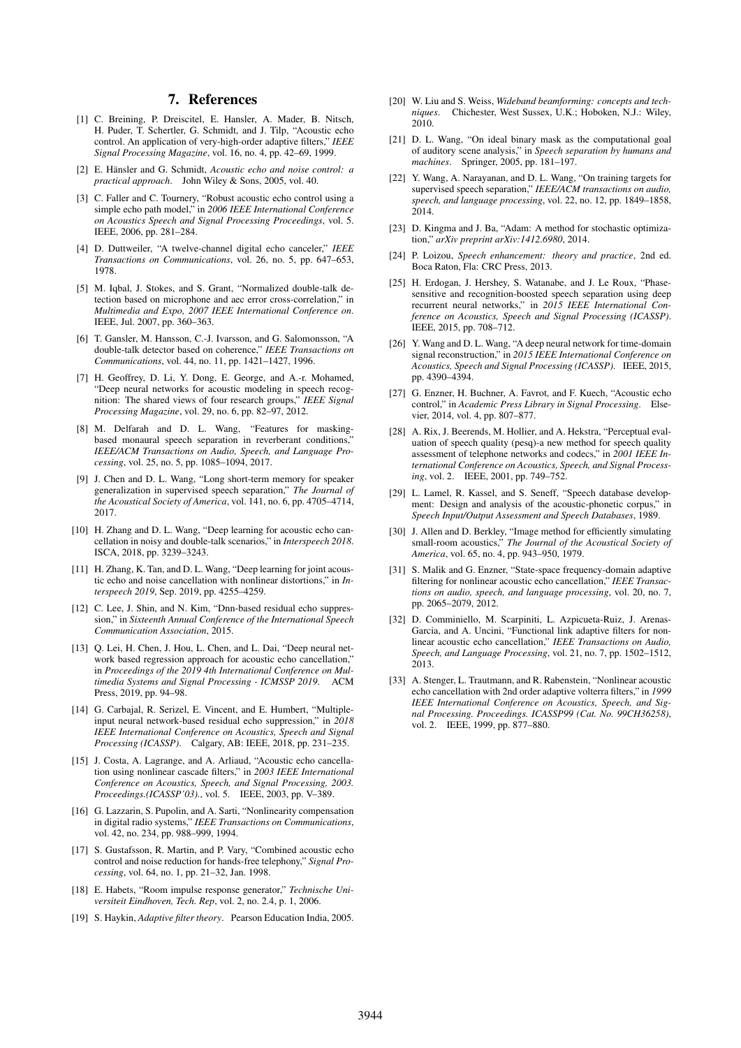## 7. References

[1] C. Breining, P. Dreiscitel, E. Hansler, A. Mader, B. Nitsch, H. Puder, T. Schertler, G. Schmidt, and J. Tilp, "Acoustic echo control. An application of very-high-order adaptive filters," *IEEE Signal Processing Magazine*, vol. 16, no. 4, pp. 42–69, 1999.

[2] E. Hänsler and G. Schmidt, *Acoustic echo and noise control: a practical approach*. John Wiley & Sons, 2005, vol. 40.

[3] C. Faller and C. Tournery, "Robust acoustic echo control using a simple echo path model," in *2006 IEEE International Conference on Acoustics Speech and Signal Processing Proceedings*, vol. 5. IEEE, 2006, pp. 281–284.

[4] D. Duttweiler, "A twelve-channel digital echo canceler," *IEEE Transactions on Communications*, vol. 26, no. 5, pp. 647–653, 1978.

[5] M. Iqbal, J. Stokes, and S. Grant, "Normalized double-talk detection based on microphone and aec error cross-correlation," in *Multimedia and Expo, 2007 IEEE International Conference on*. IEEE, Jul. 2007, pp. 360–363.

[6] T. Gansler, M. Hansson, C.-J. Ivarsson, and G. Salomonsson, "A double-talk detector based on coherence," *IEEE Transactions on Communications*, vol. 44, no. 11, pp. 1421–1427, 1996.

[7] H. Geoffrey, D. Li, Y. Dong, E. George, and A.-r. Mohamed, "Deep neural networks for acoustic modeling in speech recognition: The shared views of four research groups," *IEEE Signal Processing Magazine*, vol. 29, no. 6, pp. 82–97, 2012.

[8] M. Delfarah and D. L. Wang, "Features for masking-based monaural speech separation in reverberant conditions," *IEEE/ACM Transactions on Audio, Speech, and Language Processing*, vol. 25, no. 5, pp. 1085–1094, 2017.

[9] J. Chen and D. L. Wang, "Long short-term memory for speaker generalization in supervised speech separation," *The Journal of the Acoustical Society of America*, vol. 141, no. 6, pp. 4705–4714, 2017.

[10] H. Zhang and D. L. Wang, "Deep learning for acoustic echo cancellation in noisy and double-talk scenarios," in *Interspeech 2018*. ISCA, 2018, pp. 3239–3243.

[11] H. Zhang, K. Tan, and D. L. Wang, "Deep learning for joint acoustic echo and noise cancellation with nonlinear distortions," in *Interspeech 2019*, Sep. 2019, pp. 4255–4259.

[12] C. Lee, J. Shin, and N. Kim, "Dnn-based residual echo suppression," in *Sixteenth Annual Conference of the International Speech Communication Association*, 2015.

[13] Q. Lei, H. Chen, J. Hou, L. Chen, and L. Dai, "Deep neural network based regression approach for acoustic echo cancellation," in *Proceedings of the 2019 4th International Conference on Multimedia Systems and Signal Processing - ICMSSP 2019*. ACM Press, 2019, pp. 94–98.

[14] G. Carbajal, R. Serizel, E. Vincent, and E. Humbert, "Multiple-input neural network-based residual echo suppression," in *2018 IEEE International Conference on Acoustics, Speech and Signal Processing (ICASSP)*. Calgary, AB: IEEE, 2018, pp. 231–235.

[15] J. Costa, A. Lagrange, and A. Arliaud, "Acoustic echo cancellation using nonlinear cascade filters," in *2003 IEEE International Conference on Acoustics, Speech, and Signal Processing, 2003. Proceedings.(ICASSP'03).*, vol. 5. IEEE, 2003, pp. V–389.

[16] G. Lazzarin, S. Pupolin, and A. Sarti, "Nonlinearity compensation in digital radio systems," *IEEE Transactions on Communications*, vol. 42, no. 234, pp. 988–999, 1994.

[17] S. Gustafsson, R. Martin, and P. Vary, "Combined acoustic echo control and noise reduction for hands-free telephony," *Signal Processing*, vol. 64, no. 1, pp. 21–32, Jan. 1998.

[18] E. Habets, "Room impulse response generator," *Technische Universiteit Eindhoven, Tech. Rep*, vol. 2, no. 2.4, p. 1, 2006.

[19] S. Haykin, *Adaptive filter theory*. Pearson Education India, 2005.

[20] W. Liu and S. Weiss, *Wideband beamforming: concepts and techniques*. Chichester, West Sussex, U.K.; Hoboken, N.J.: Wiley, 2010.

[21] D. L. Wang, "On ideal binary mask as the computational goal of auditory scene analysis," in *Speech separation by humans and machines*. Springer, 2005, pp. 181–197.

[22] Y. Wang, A. Narayanan, and D. L. Wang, "On training targets for supervised speech separation," *IEEE/ACM transactions on audio, speech, and language processing*, vol. 22, no. 12, pp. 1849–1858, 2014.

[23] D. Kingma and J. Ba, "Adam: A method for stochastic optimization," *arXiv preprint arXiv:1412.6980*, 2014.

[24] P. Loizou, *Speech enhancement: theory and practice*, 2nd ed. Boca Raton, Fla: CRC Press, 2013.

[25] H. Erdogan, J. Hershey, S. Watanabe, and J. Le Roux, "Phase-sensitive and recognition-boosted speech separation using deep recurrent neural networks," in *2015 IEEE International Conference on Acoustics, Speech and Signal Processing (ICASSP)*. IEEE, 2015, pp. 708–712.

[26] Y. Wang and D. L. Wang, "A deep neural network for time-domain signal reconstruction," in *2015 IEEE International Conference on Acoustics, Speech and Signal Processing (ICASSP)*. IEEE, 2015, pp. 4390–4394.

[27] G. Enzner, H. Buchner, A. Favrot, and F. Kuech, "Acoustic echo control," in *Academic Press Library in Signal Processing*. Elsevier, 2014, vol. 4, pp. 807–877.

[28] A. Rix, J. Beerends, M. Hollier, and A. Hekstra, "Perceptual evaluation of speech quality (pesq)-a new method for speech quality assessment of telephone networks and codecs," in *2001 IEEE International Conference on Acoustics, Speech, and Signal Processing*, vol. 2. IEEE, 2001, pp. 749–752.

[29] L. Lamel, R. Kassel, and S. Seneff, "Speech database development: Design and analysis of the acoustic-phonetic corpus," in *Speech Input/Output Assessment and Speech Databases*, 1989.

[30] J. Allen and D. Berkley, "Image method for efficiently simulating small-room acoustics," *The Journal of the Acoustical Society of America*, vol. 65, no. 4, pp. 943–950, 1979.

[31] S. Malik and G. Enzner, "State-space frequency-domain adaptive filtering for nonlinear acoustic echo cancellation," *IEEE Transactions on audio, speech, and language processing*, vol. 20, no. 7, pp. 2065–2079, 2012.

[32] D. Comminiello, M. Scarpiniti, L. Azpicueta-Ruiz, J. Arenas-Garcia, and A. Uncini, "Functional link adaptive filters for nonlinear acoustic echo cancellation," *IEEE Transactions on Audio, Speech, and Language Processing*, vol. 21, no. 7, pp. 1502–1512, 2013.

[33] A. Stenger, L. Trautmann, and R. Rabenstein, "Nonlinear acoustic echo cancellation with 2nd order adaptive volterra filters," in *1999 IEEE International Conference on Acoustics, Speech, and Signal Processing. Proceedings. ICASSP99 (Cat. No. 99CH36258)*, vol. 2. IEEE, 1999, pp. 877–880.